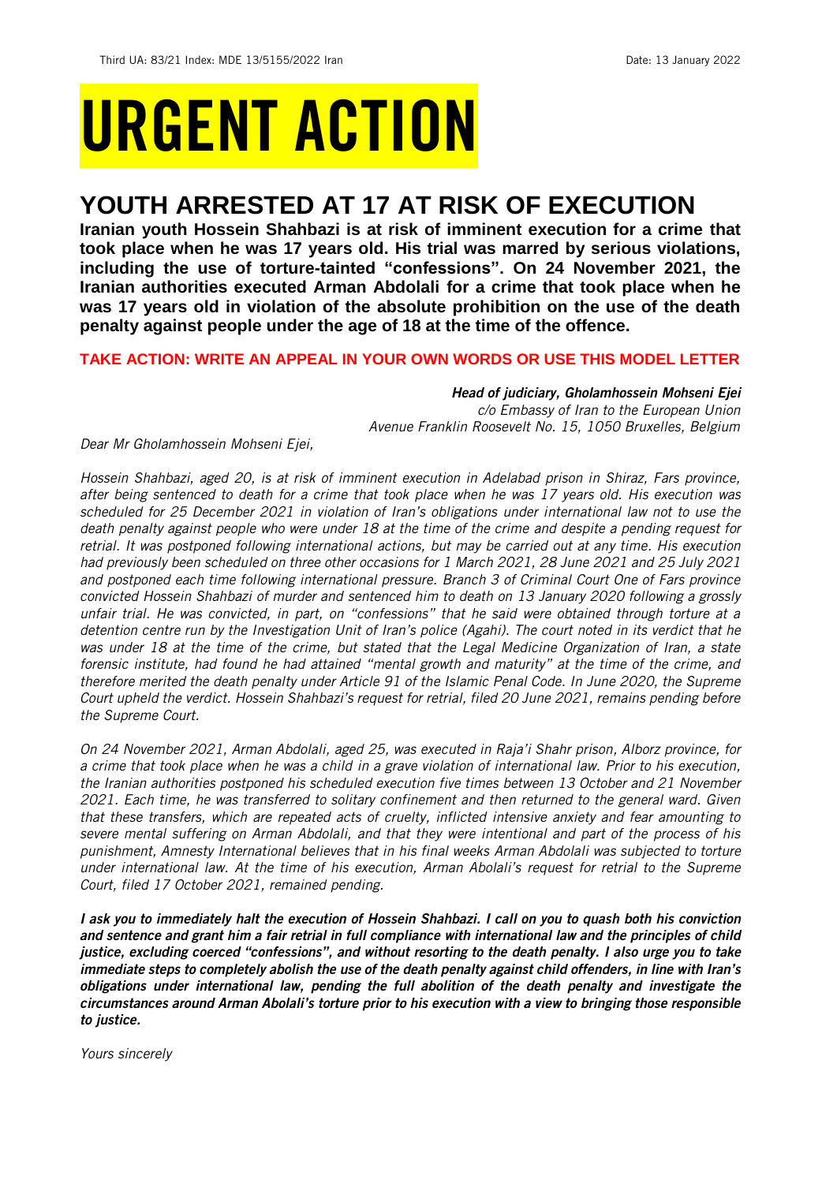# URGENT ACTION

## YOUTH ARRESTED AT 17 AT RISK OF EXECUTION

**Iranian youth Hossein Shahbazi is at risk of imminent execution for a crime that took place when he was 17 years old. His trial was marred by serious violations, including the use of torture-tainted "confessions". On 24 November 2021, the Iranian authorities executed Arman Abdolali for a crime that took place when he was 17 years old in violation of the absolute prohibition on the use of the death penalty against people under the age of 18 at the time of the offence.**

**TAKE ACTION: WRITE AN APPEAL IN YOUR OWN WORDS OR USE THIS MODEL LETTER**

***Head of judiciary, Gholamhossein Mohseni Ejei***
*c/o Embassy of Iran to the European Union*
*Avenue Franklin Roosevelt No. 15, 1050 Bruxelles, Belgium*

*Dear Mr Gholamhossein Mohseni Ejei,*

*Hossein Shahbazi, aged 20, is at risk of imminent execution in Adelabad prison in Shiraz, Fars province, after being sentenced to death for a crime that took place when he was 17 years old. His execution was scheduled for 25 December 2021 in violation of Iran's obligations under international law not to use the death penalty against people who were under 18 at the time of the crime and despite a pending request for retrial. It was postponed following international actions, but may be carried out at any time. His execution had previously been scheduled on three other occasions for 1 March 2021, 28 June 2021 and 25 July 2021 and postponed each time following international pressure. Branch 3 of Criminal Court One of Fars province convicted Hossein Shahbazi of murder and sentenced him to death on 13 January 2020 following a grossly unfair trial. He was convicted, in part, on "confessions" that he said were obtained through torture at a detention centre run by the Investigation Unit of Iran's police (Agahi). The court noted in its verdict that he was under 18 at the time of the crime, but stated that the Legal Medicine Organization of Iran, a state forensic institute, had found he had attained "mental growth and maturity" at the time of the crime, and therefore merited the death penalty under Article 91 of the Islamic Penal Code. In June 2020, the Supreme Court upheld the verdict. Hossein Shahbazi's request for retrial, filed 20 June 2021, remains pending before the Supreme Court.*

*On 24 November 2021, Arman Abdolali, aged 25, was executed in Raja'i Shahr prison, Alborz province, for a crime that took place when he was a child in a grave violation of international law. Prior to his execution, the Iranian authorities postponed his scheduled execution five times between 13 October and 21 November 2021. Each time, he was transferred to solitary confinement and then returned to the general ward. Given that these transfers, which are repeated acts of cruelty, inflicted intensive anxiety and fear amounting to severe mental suffering on Arman Abdolali, and that they were intentional and part of the process of his punishment, Amnesty International believes that in his final weeks Arman Abdolali was subjected to torture under international law. At the time of his execution, Arman Abolali's request for retrial to the Supreme Court, filed 17 October 2021, remained pending.*

***I ask you to immediately halt the execution of Hossein Shahbazi. I call on you to quash both his conviction and sentence and grant him a fair retrial in full compliance with international law and the principles of child justice, excluding coerced "confessions", and without resorting to the death penalty. I also urge you to take immediate steps to completely abolish the use of the death penalty against child offenders, in line with Iran's obligations under international law, pending the full abolition of the death penalty and investigate the circumstances around Arman Abolali's torture prior to his execution with a view to bringing those responsible to justice.***

*Yours sincerely*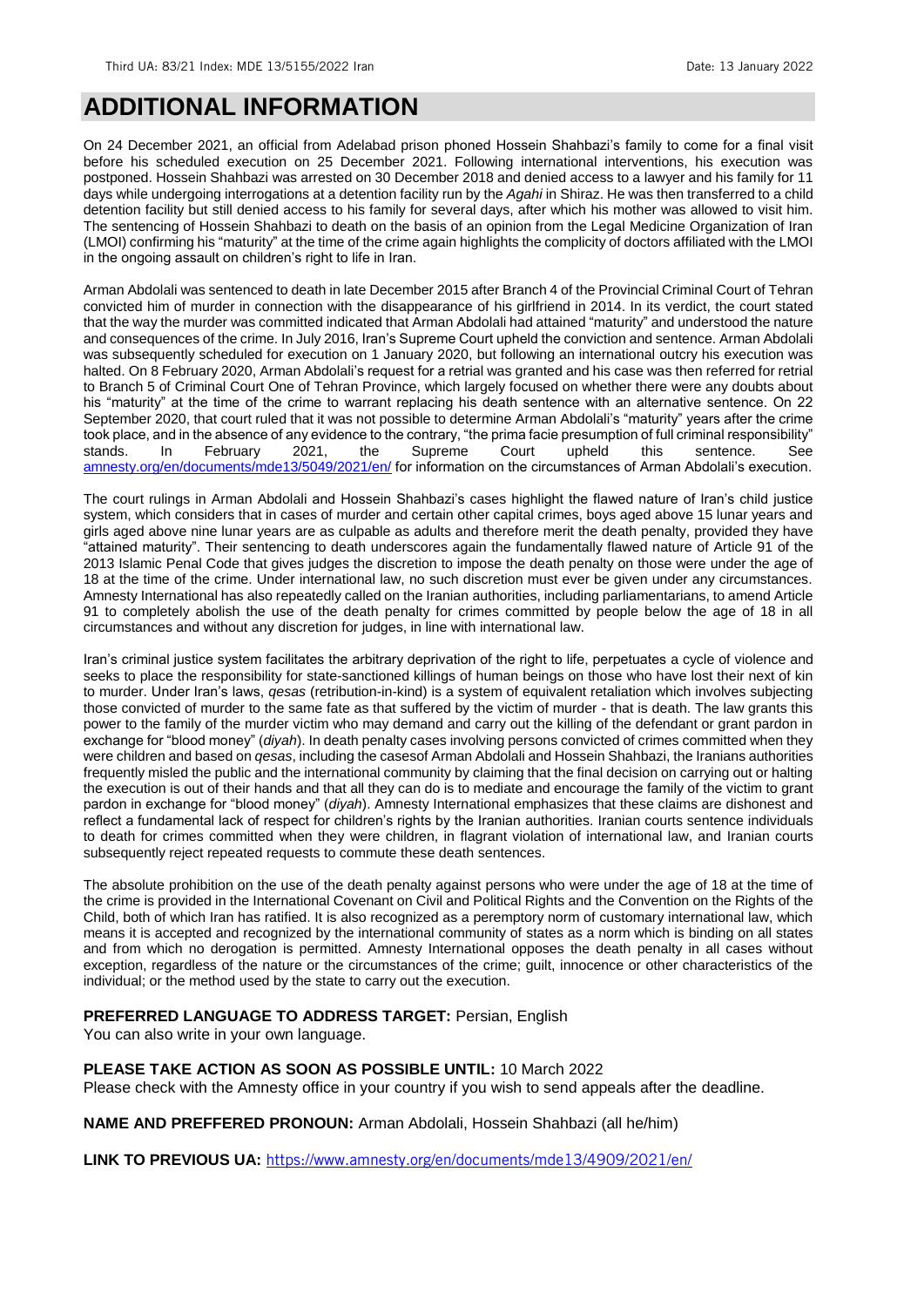# ADDITIONAL INFORMATION

On 24 December 2021, an official from Adelabad prison phoned Hossein Shahbazi's family to come for a final visit before his scheduled execution on 25 December 2021. Following international interventions, his execution was postponed. Hossein Shahbazi was arrested on 30 December 2018 and denied access to a lawyer and his family for 11 days while undergoing interrogations at a detention facility run by the *Agahi* in Shiraz. He was then transferred to a child detention facility but still denied access to his family for several days, after which his mother was allowed to visit him. The sentencing of Hossein Shahbazi to death on the basis of an opinion from the Legal Medicine Organization of Iran (LMOI) confirming his "maturity" at the time of the crime again highlights the complicity of doctors affiliated with the LMOI in the ongoing assault on children's right to life in Iran.

Arman Abdolali was sentenced to death in late December 2015 after Branch 4 of the Provincial Criminal Court of Tehran convicted him of murder in connection with the disappearance of his girlfriend in 2014. In its verdict, the court stated that the way the murder was committed indicated that Arman Abdolali had attained "maturity" and understood the nature and consequences of the crime. In July 2016, Iran's Supreme Court upheld the conviction and sentence. Arman Abdolali was subsequently scheduled for execution on 1 January 2020, but following an international outcry his execution was halted. On 8 February 2020, Arman Abdolali's request for a retrial was granted and his case was then referred for retrial to Branch 5 of Criminal Court One of Tehran Province, which largely focused on whether there were any doubts about his "maturity" at the time of the crime to warrant replacing his death sentence with an alternative sentence. On 22 September 2020, that court ruled that it was not possible to determine Arman Abdolali's "maturity" years after the crime took place, and in the absence of any evidence to the contrary, "the prima facie presumption of full criminal responsibility" stands. In February 2021, the Supreme Court upheld this sentence. See amnesty.org/en/documents/mde13/5049/2021/en/ for information on the circumstances of Arman Abdolali's execution.

The court rulings in Arman Abdolali and Hossein Shahbazi's cases highlight the flawed nature of Iran's child justice system, which considers that in cases of murder and certain other capital crimes, boys aged above 15 lunar years and girls aged above nine lunar years are as culpable as adults and therefore merit the death penalty, provided they have "attained maturity". Their sentencing to death underscores again the fundamentally flawed nature of Article 91 of the 2013 Islamic Penal Code that gives judges the discretion to impose the death penalty on those were under the age of 18 at the time of the crime. Under international law, no such discretion must ever be given under any circumstances. Amnesty International has also repeatedly called on the Iranian authorities, including parliamentarians, to amend Article 91 to completely abolish the use of the death penalty for crimes committed by people below the age of 18 in all circumstances and without any discretion for judges, in line with international law.

Iran's criminal justice system facilitates the arbitrary deprivation of the right to life, perpetuates a cycle of violence and seeks to place the responsibility for state-sanctioned killings of human beings on those who have lost their next of kin to murder. Under Iran's laws, *qesas* (retribution-in-kind) is a system of equivalent retaliation which involves subjecting those convicted of murder to the same fate as that suffered by the victim of murder - that is death. The law grants this power to the family of the murder victim who may demand and carry out the killing of the defendant or grant pardon in exchange for "blood money" (*diyah*). In death penalty cases involving persons convicted of crimes committed when they were children and based on *qesas*, including the casesof Arman Abdolali and Hossein Shahbazi, the Iranians authorities frequently misled the public and the international community by claiming that the final decision on carrying out or halting the execution is out of their hands and that all they can do is to mediate and encourage the family of the victim to grant pardon in exchange for "blood money" (*diyah*). Amnesty International emphasizes that these claims are dishonest and reflect a fundamental lack of respect for children's rights by the Iranian authorities. Iranian courts sentence individuals to death for crimes committed when they were children, in flagrant violation of international law, and Iranian courts subsequently reject repeated requests to commute these death sentences.

The absolute prohibition on the use of the death penalty against persons who were under the age of 18 at the time of the crime is provided in the International Covenant on Civil and Political Rights and the Convention on the Rights of the Child, both of which Iran has ratified. It is also recognized as a peremptory norm of customary international law, which means it is accepted and recognized by the international community of states as a norm which is binding on all states and from which no derogation is permitted. Amnesty International opposes the death penalty in all cases without exception, regardless of the nature or the circumstances of the crime; guilt, innocence or other characteristics of the individual; or the method used by the state to carry out the execution.

**PREFERRED LANGUAGE TO ADDRESS TARGET:** Persian, English
You can also write in your own language.

**PLEASE TAKE ACTION AS SOON AS POSSIBLE UNTIL:** 10 March 2022
Please check with the Amnesty office in your country if you wish to send appeals after the deadline.

**NAME AND PREFFERED PRONOUN:** Arman Abdolali, Hossein Shahbazi (all he/him)

**LINK TO PREVIOUS UA:** https://www.amnesty.org/en/documents/mde13/4909/2021/en/